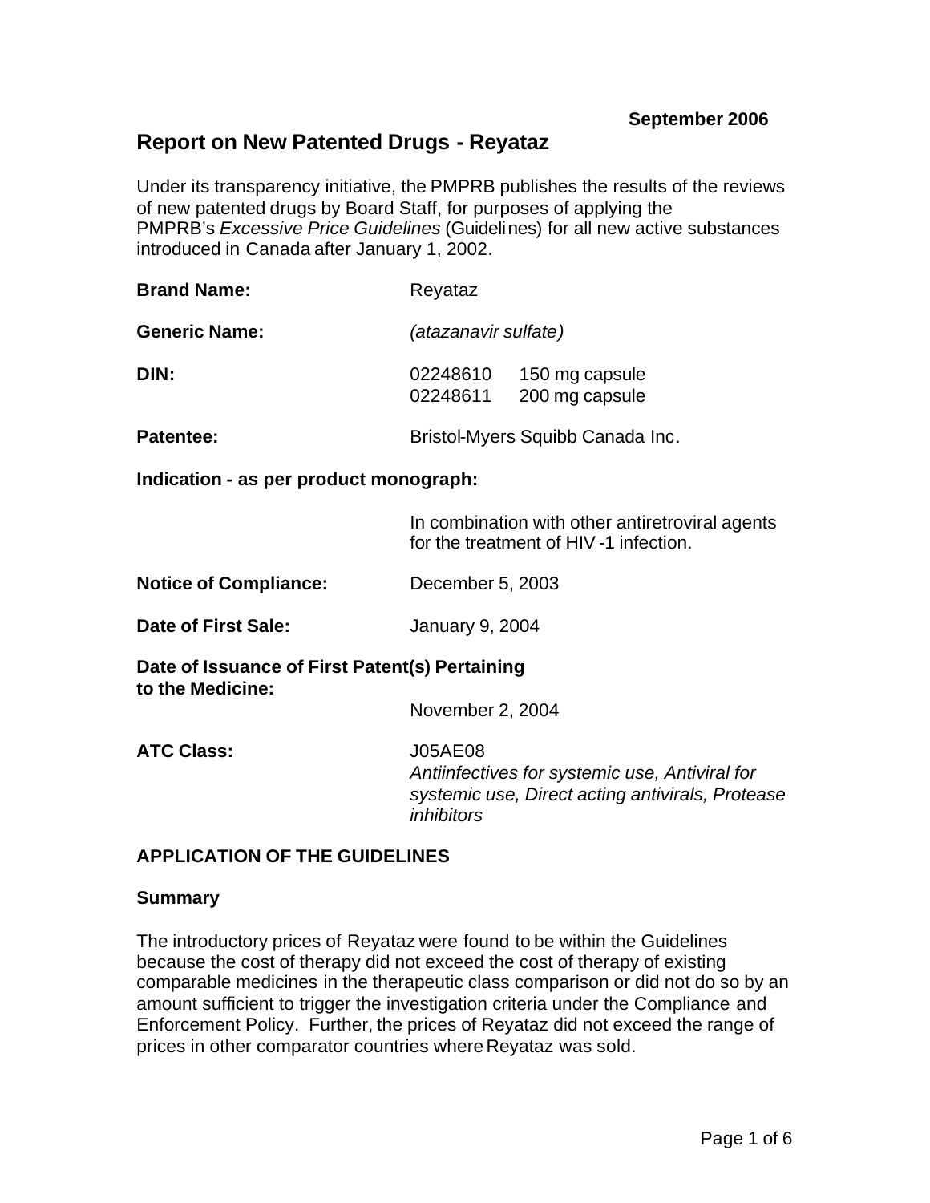**September 2006**

# Report on New Patented Drugs - Reyataz

Under its transparency initiative, the PMPRB publishes the results of the reviews of new patented drugs by Board Staff, for purposes of applying the PMPRB's *Excessive Price Guidelines* (Guidelines) for all new active substances introduced in Canada after January 1, 2002.

**Brand Name:** Reyataz

**Generic Name:** *(atazanavir sulfate)*

**DIN:** 02248610 150 mg capsule
02248611 200 mg capsule

**Patentee:** Bristol-Myers Squibb Canada Inc.

**Indication - as per product monograph:**

In combination with other antiretroviral agents for the treatment of HIV-1 infection.

**Notice of Compliance:** December 5, 2003

**Date of First Sale:** January 9, 2004

**Date of Issuance of First Patent(s) Pertaining to the Medicine:**

November 2, 2004

**ATC Class:** J05AE08
*Antiinfectives for systemic use, Antiviral for systemic use, Direct acting antivirals, Protease inhibitors*

## APPLICATION OF THE GUIDELINES

### Summary

The introductory prices of Reyataz were found to be within the Guidelines because the cost of therapy did not exceed the cost of therapy of existing comparable medicines in the therapeutic class comparison or did not do so by an amount sufficient to trigger the investigation criteria under the Compliance and Enforcement Policy. Further, the prices of Reyataz did not exceed the range of prices in other comparator countries where Reyataz was sold.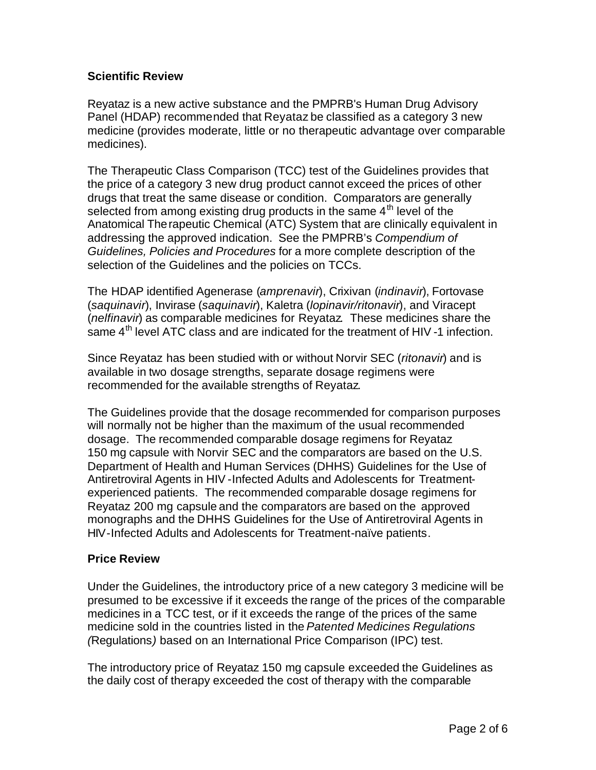## Scientific Review

Reyataz is a new active substance and the PMPRB's Human Drug Advisory Panel (HDAP) recommended that Reyataz be classified as a category 3 new medicine (provides moderate, little or no therapeutic advantage over comparable medicines).

The Therapeutic Class Comparison (TCC) test of the Guidelines provides that the price of a category 3 new drug product cannot exceed the prices of other drugs that treat the same disease or condition. Comparators are generally selected from among existing drug products in the same 4th level of the Anatomical Therapeutic Chemical (ATC) System that are clinically equivalent in addressing the approved indication. See the PMPRB's *Compendium of Guidelines, Policies and Procedures* for a more complete description of the selection of the Guidelines and the policies on TCCs.

The HDAP identified Agenerase (*amprenavir*), Crixivan (*indinavir*), Fortovase (*saquinavir*), Invirase (*saquinavir*), Kaletra (*lopinavir/ritonavir*), and Viracept (*nelfinavir*) as comparable medicines for Reyataz. These medicines share the same 4th level ATC class and are indicated for the treatment of HIV-1 infection.

Since Reyataz has been studied with or without Norvir SEC (*ritonavir*) and is available in two dosage strengths, separate dosage regimens were recommended for the available strengths of Reyataz.

The Guidelines provide that the dosage recommended for comparison purposes will normally not be higher than the maximum of the usual recommended dosage. The recommended comparable dosage regimens for Reyataz 150 mg capsule with Norvir SEC and the comparators are based on the U.S. Department of Health and Human Services (DHHS) Guidelines for the Use of Antiretroviral Agents in HIV-Infected Adults and Adolescents for Treatment-experienced patients. The recommended comparable dosage regimens for Reyataz 200 mg capsule and the comparators are based on the approved monographs and the DHHS Guidelines for the Use of Antiretroviral Agents in HIV-Infected Adults and Adolescents for Treatment-naïve patients.

## Price Review

Under the Guidelines, the introductory price of a new category 3 medicine will be presumed to be excessive if it exceeds the range of the prices of the comparable medicines in a TCC test, or if it exceeds the range of the prices of the same medicine sold in the countries listed in the *Patented Medicines Regulations (*Regulations*)* based on an International Price Comparison (IPC) test.

The introductory price of Reyataz 150 mg capsule exceeded the Guidelines as the daily cost of therapy exceeded the cost of therapy with the comparable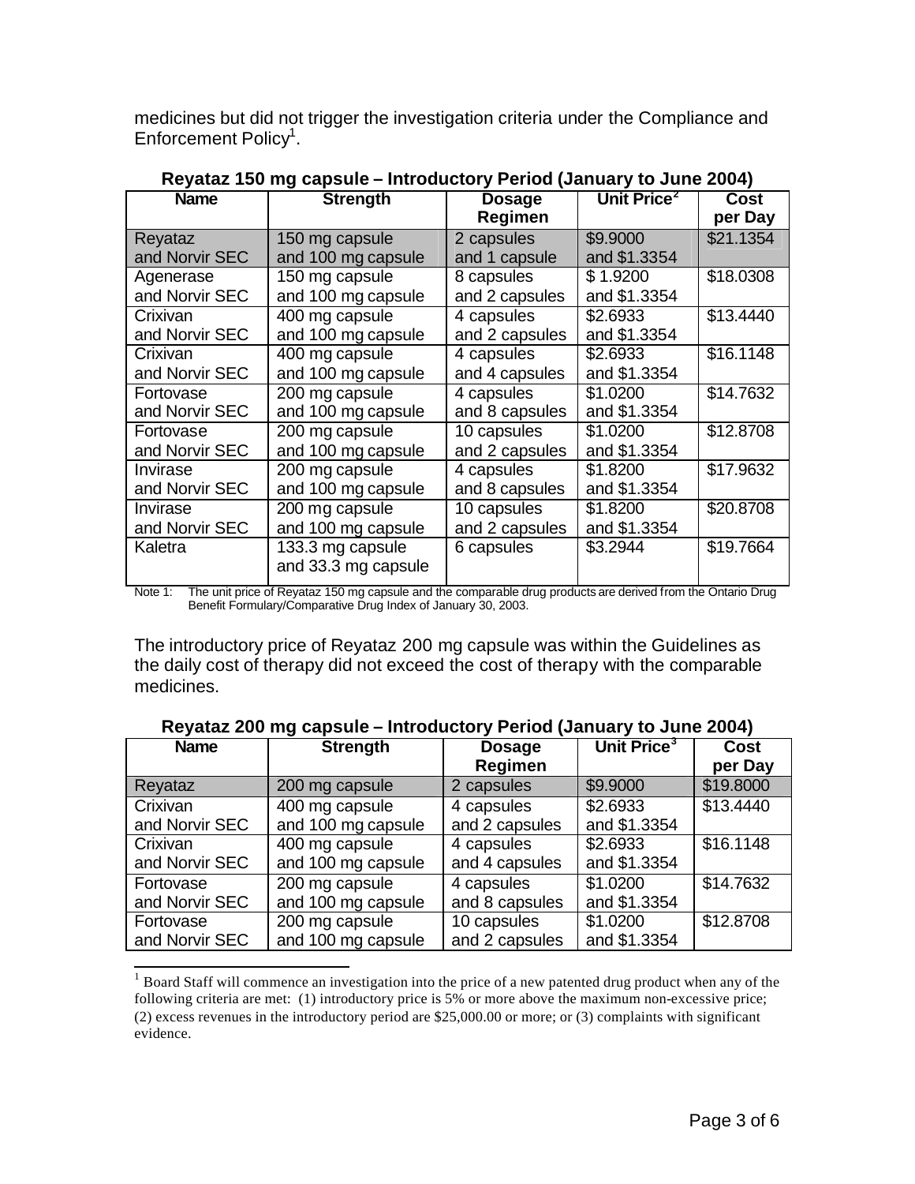medicines but did not trigger the investigation criteria under the Compliance and Enforcement Policy[1].

**Reyataz 150 mg capsule – Introductory Period (January to June 2004)**

| Name | Strength | Dosage Regimen | Unit Price[2] | Cost per Day |
|---|---|---|---|---|
| Reyataz and Norvir SEC | 150 mg capsule and 100 mg capsule | 2 capsules and 1 capsule | $9.9000 and $1.3354 | $21.1354 |
| Agenerase and Norvir SEC | 150 mg capsule and 100 mg capsule | 8 capsules and 2 capsules | $ 1.9200 and $1.3354 | $18.0308 |
| Crixivan and Norvir SEC | 400 mg capsule and 100 mg capsule | 4 capsules and 2 capsules | $2.6933 and $1.3354 | $13.4440 |
| Crixivan and Norvir SEC | 400 mg capsule and 100 mg capsule | 4 capsules and 4 capsules | $2.6933 and $1.3354 | $16.1148 |
| Fortovase and Norvir SEC | 200 mg capsule and 100 mg capsule | 4 capsules and 8 capsules | $1.0200 and $1.3354 | $14.7632 |
| Fortovase and Norvir SEC | 200 mg capsule and 100 mg capsule | 10 capsules and 2 capsules | $1.0200 and $1.3354 | $12.8708 |
| Invirase and Norvir SEC | 200 mg capsule and 100 mg capsule | 4 capsules and 8 capsules | $1.8200 and $1.3354 | $17.9632 |
| Invirase and Norvir SEC | 200 mg capsule and 100 mg capsule | 10 capsules and 2 capsules | $1.8200 and $1.3354 | $20.8708 |
| Kaletra | 133.3 mg capsule and 33.3 mg capsule | 6 capsules | $3.2944 | $19.7664 |

Note 1: The unit price of Reyataz 150 mg capsule and the comparable drug products are derived from the Ontario Drug Benefit Formulary/Comparative Drug Index of January 30, 2003.

The introductory price of Reyataz 200 mg capsule was within the Guidelines as the daily cost of therapy did not exceed the cost of therapy with the comparable medicines.

**Reyataz 200 mg capsule – Introductory Period (January to June 2004)**

| Name | Strength | Dosage Regimen | Unit Price[3] | Cost per Day |
|---|---|---|---|---|
| Reyataz | 200 mg capsule | 2 capsules | $9.9000 | $19.8000 |
| Crixivan and Norvir SEC | 400 mg capsule and 100 mg capsule | 4 capsules and 2 capsules | $2.6933 and $1.3354 | $13.4440 |
| Crixivan and Norvir SEC | 400 mg capsule and 100 mg capsule | 4 capsules and 4 capsules | $2.6933 and $1.3354 | $16.1148 |
| Fortovase and Norvir SEC | 200 mg capsule and 100 mg capsule | 4 capsules and 8 capsules | $1.0200 and $1.3354 | $14.7632 |
| Fortovase and Norvir SEC | 200 mg capsule and 100 mg capsule | 10 capsules and 2 capsules | $1.0200 and $1.3354 | $12.8708 |

[1] Board Staff will commence an investigation into the price of a new patented drug product when any of the following criteria are met: (1) introductory price is 5% or more above the maximum non-excessive price; (2) excess revenues in the introductory period are $25,000.00 or more; or (3) complaints with significant evidence.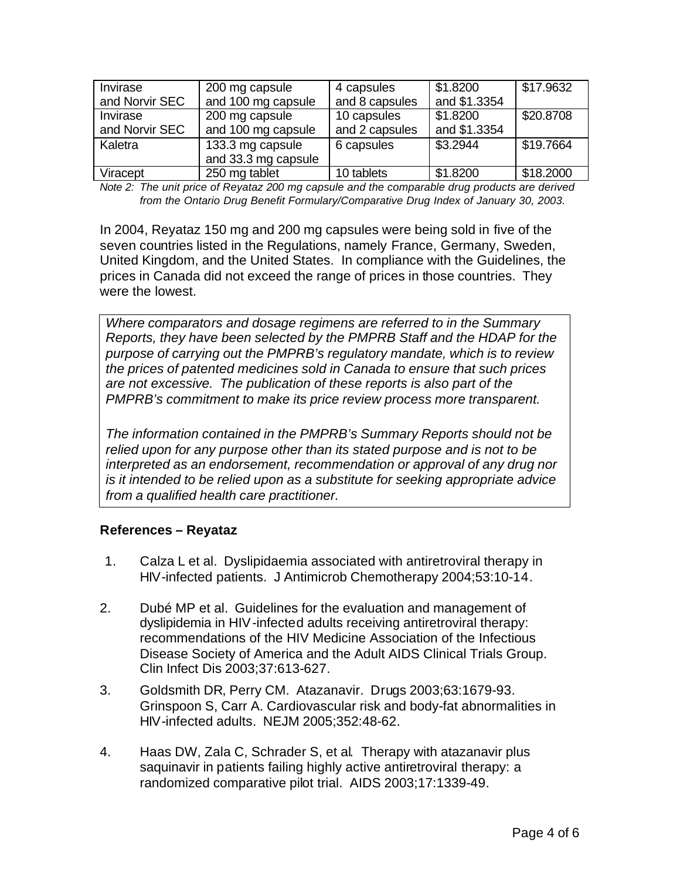| Invirase and Norvir SEC | 200 mg capsule and 100 mg capsule | 4 capsules and 8 capsules | \$1.8200 and \$1.3354 | \$17.9632 |
|---|---|---|---|---|
| Invirase and Norvir SEC | 200 mg capsule and 100 mg capsule | 10 capsules and 2 capsules | \$1.8200 and \$1.3354 | \$20.8708 |
| Kaletra | 133.3 mg capsule and 33.3 mg capsule | 6 capsules | \$3.2944 | \$19.7664 |
| Viracept | 250 mg tablet | 10 tablets | \$1.8200 | \$18.2000 |

*Note 2: The unit price of Reyataz 200 mg capsule and the comparable drug products are derived from the Ontario Drug Benefit Formulary/Comparative Drug Index of January 30, 2003.*

In 2004, Reyataz 150 mg and 200 mg capsules were being sold in five of the seven countries listed in the Regulations, namely France, Germany, Sweden, United Kingdom, and the United States. In compliance with the Guidelines, the prices in Canada did not exceed the range of prices in those countries. They were the lowest.

*Where comparators and dosage regimens are referred to in the Summary Reports, they have been selected by the PMPRB Staff and the HDAP for the purpose of carrying out the PMPRB's regulatory mandate, which is to review the prices of patented medicines sold in Canada to ensure that such prices are not excessive. The publication of these reports is also part of the PMPRB's commitment to make its price review process more transparent.*

*The information contained in the PMPRB's Summary Reports should not be relied upon for any purpose other than its stated purpose and is not to be interpreted as an endorsement, recommendation or approval of any drug nor is it intended to be relied upon as a substitute for seeking appropriate advice from a qualified health care practitioner.*

**References – Reyataz**

1. Calza L et al. Dyslipidaemia associated with antiretroviral therapy in HIV-infected patients. J Antimicrob Chemotherapy 2004;53:10-14.
2. Dubé MP et al. Guidelines for the evaluation and management of dyslipidemia in HIV-infected adults receiving antiretroviral therapy: recommendations of the HIV Medicine Association of the Infectious Disease Society of America and the Adult AIDS Clinical Trials Group. Clin Infect Dis 2003;37:613-627.
3. Goldsmith DR, Perry CM. Atazanavir. Drugs 2003;63:1679-93. Grinspoon S, Carr A. Cardiovascular risk and body-fat abnormalities in HIV-infected adults. NEJM 2005;352:48-62.
4. Haas DW, Zala C, Schrader S, et al. Therapy with atazanavir plus saquinavir in patients failing highly active antiretroviral therapy: a randomized comparative pilot trial. AIDS 2003;17:1339-49.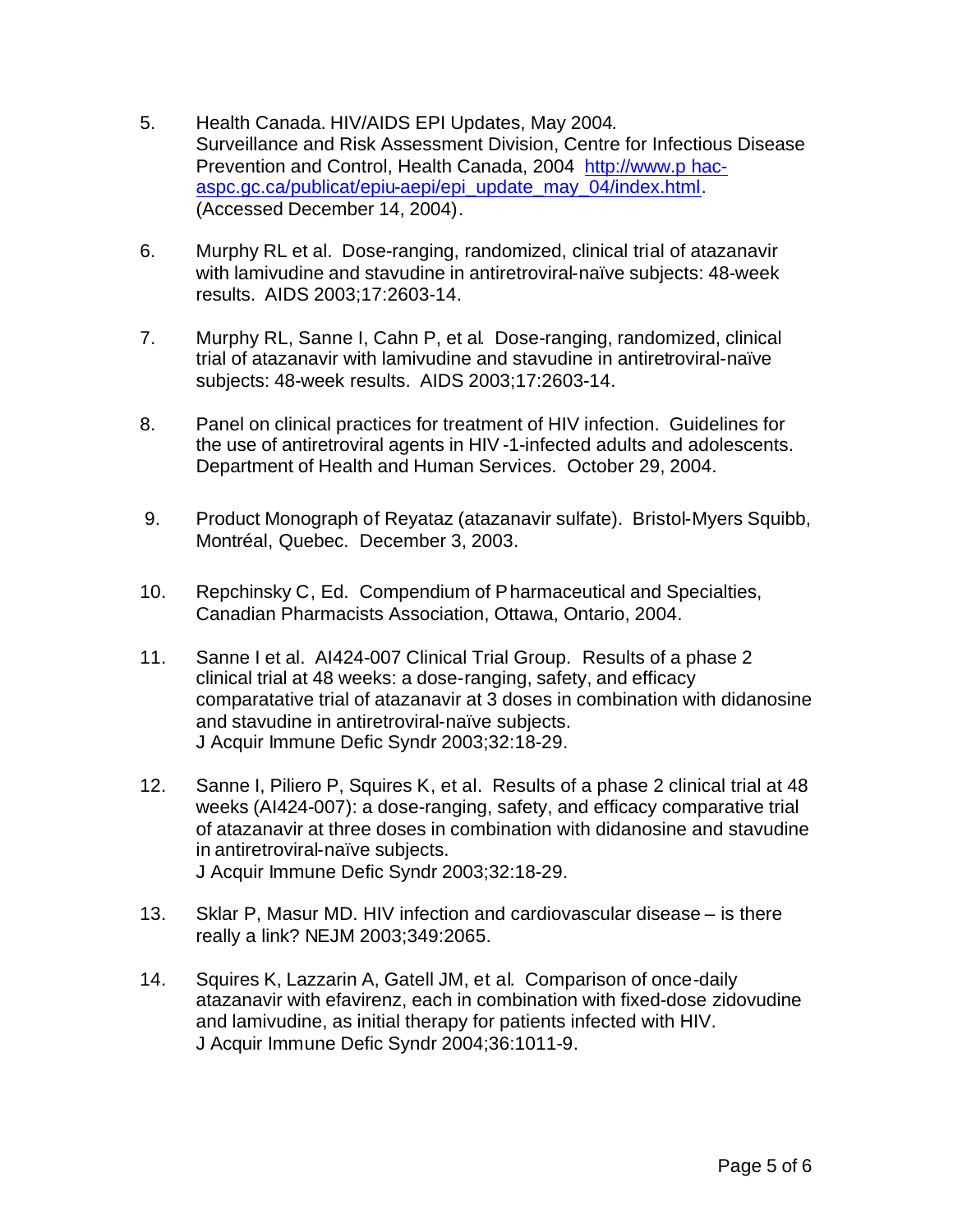5. Health Canada. HIV/AIDS EPI Updates, May 2004. Surveillance and Risk Assessment Division, Centre for Infectious Disease Prevention and Control, Health Canada, 2004 [http://www.p hac-aspc.gc.ca/publicat/epiu-aepi/epi_update_may_04/index.html](http://www.phac-aspc.gc.ca/publicat/epiu-aepi/epi_update_may_04/index.html). (Accessed December 14, 2004).

6. Murphy RL et al. Dose-ranging, randomized, clinical trial of atazanavir with lamivudine and stavudine in antiretroviral-naïve subjects: 48-week results. AIDS 2003;17:2603-14.

7. Murphy RL, Sanne I, Cahn P, et al. Dose-ranging, randomized, clinical trial of atazanavir with lamivudine and stavudine in antiretroviral-naïve subjects: 48-week results. AIDS 2003;17:2603-14.

8. Panel on clinical practices for treatment of HIV infection. Guidelines for the use of antiretroviral agents in HIV-1-infected adults and adolescents. Department of Health and Human Services. October 29, 2004.

9. Product Monograph of Reyataz (atazanavir sulfate). Bristol-Myers Squibb, Montréal, Quebec. December 3, 2003.

10. Repchinsky C, Ed. Compendium of Pharmaceutical and Specialties, Canadian Pharmacists Association, Ottawa, Ontario, 2004.

11. Sanne I et al. AI424-007 Clinical Trial Group. Results of a phase 2 clinical trial at 48 weeks: a dose-ranging, safety, and efficacy comparatative trial of atazanavir at 3 doses in combination with didanosine and stavudine in antiretroviral-naïve subjects. J Acquir Immune Defic Syndr 2003;32:18-29.

12. Sanne I, Piliero P, Squires K, et al. Results of a phase 2 clinical trial at 48 weeks (AI424-007): a dose-ranging, safety, and efficacy comparative trial of atazanavir at three doses in combination with didanosine and stavudine in antiretroviral-naïve subjects. J Acquir Immune Defic Syndr 2003;32:18-29.

13. Sklar P, Masur MD. HIV infection and cardiovascular disease – is there really a link? NEJM 2003;349:2065.

14. Squires K, Lazzarin A, Gatell JM, et al. Comparison of once-daily atazanavir with efavirenz, each in combination with fixed-dose zidovudine and lamivudine, as initial therapy for patients infected with HIV. J Acquir Immune Defic Syndr 2004;36:1011-9.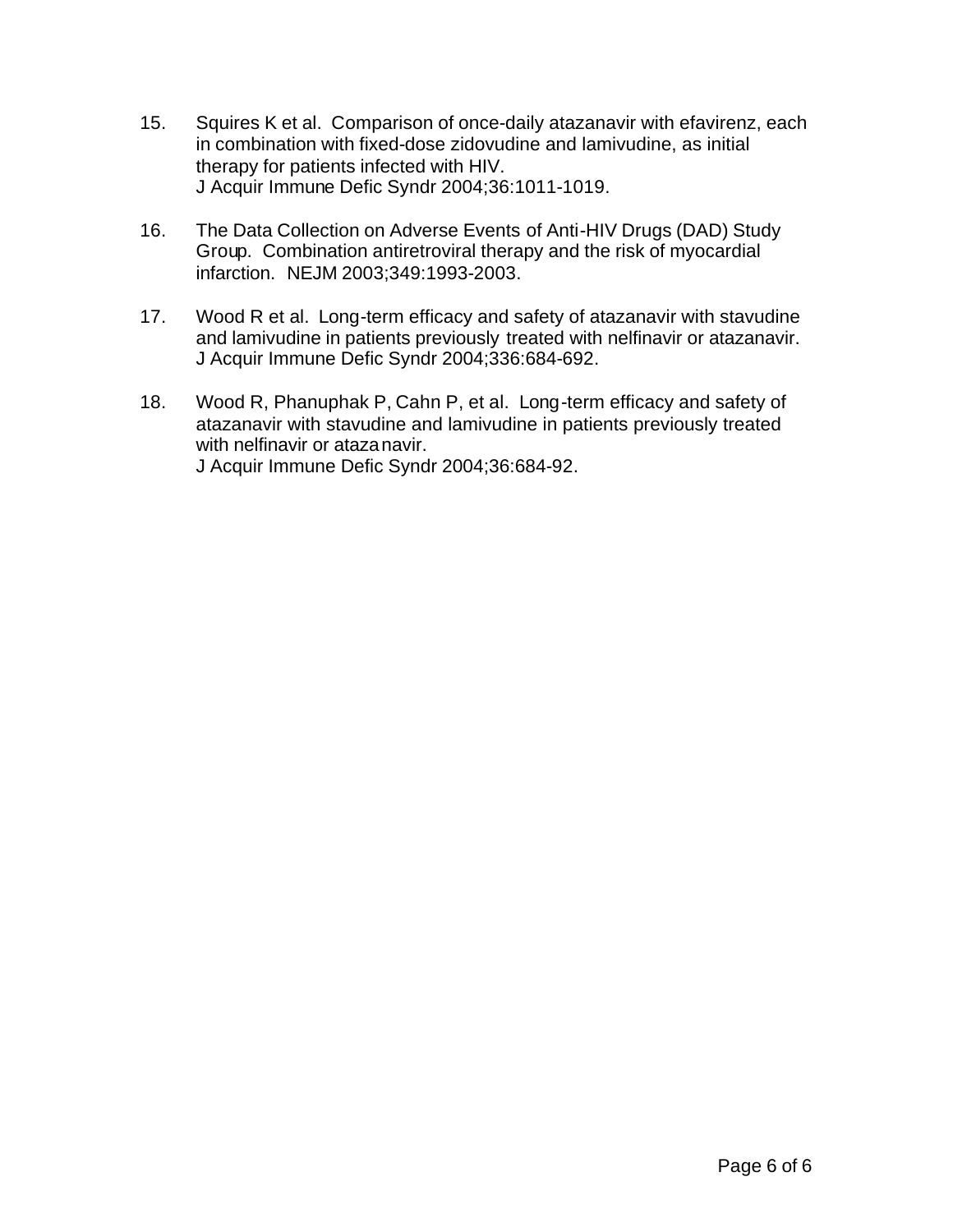15. Squires K et al. Comparison of once-daily atazanavir with efavirenz, each in combination with fixed-dose zidovudine and lamivudine, as initial therapy for patients infected with HIV. J Acquir Immune Defic Syndr 2004;36:1011-1019.

16. The Data Collection on Adverse Events of Anti-HIV Drugs (DAD) Study Group. Combination antiretroviral therapy and the risk of myocardial infarction. NEJM 2003;349:1993-2003.

17. Wood R et al. Long-term efficacy and safety of atazanavir with stavudine and lamivudine in patients previously treated with nelfinavir or atazanavir. J Acquir Immune Defic Syndr 2004;336:684-692.

18. Wood R, Phanuphak P, Cahn P, et al. Long-term efficacy and safety of atazanavir with stavudine and lamivudine in patients previously treated with nelfinavir or atazanavir. J Acquir Immune Defic Syndr 2004;36:684-92.